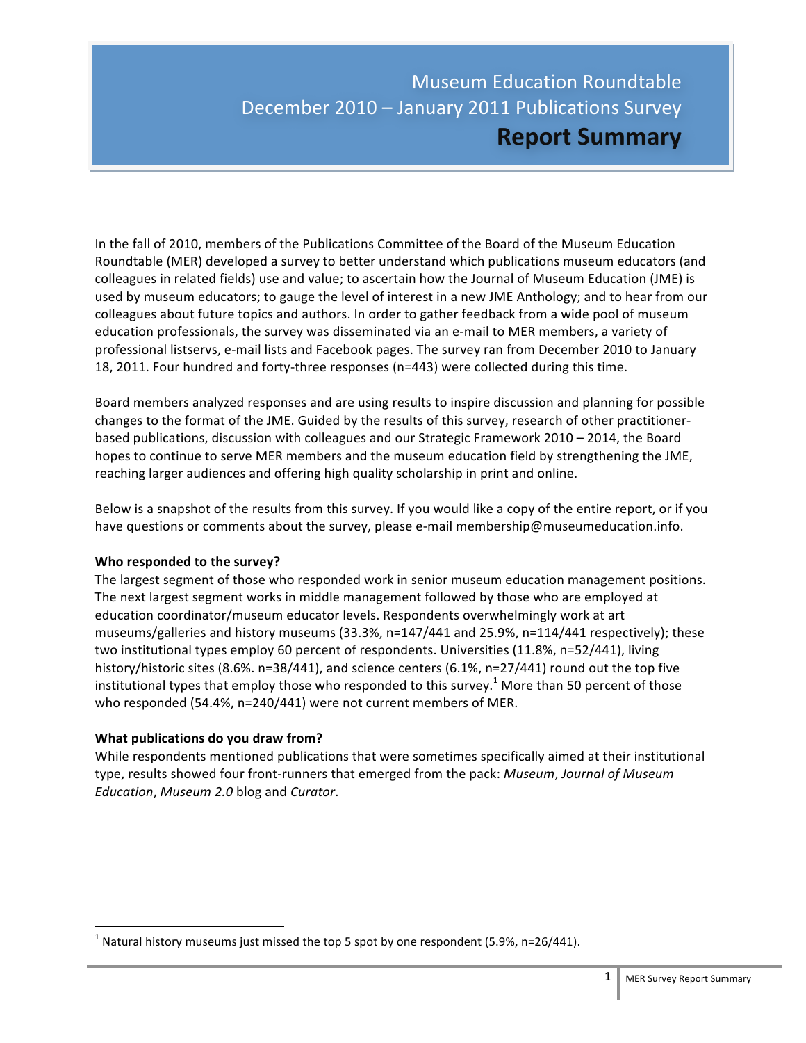# Museum Education Roundtable
## December 2010 – January 2011 Publications Survey
## **Report Summary**

In the fall of 2010, members of the Publications Committee of the Board of the Museum Education Roundtable (MER) developed a survey to better understand which publications museum educators (and colleagues in related fields) use and value; to ascertain how the Journal of Museum Education (JME) is used by museum educators; to gauge the level of interest in a new JME Anthology; and to hear from our colleagues about future topics and authors. In order to gather feedback from a wide pool of museum education professionals, the survey was disseminated via an e-mail to MER members, a variety of professional listservs, e-mail lists and Facebook pages. The survey ran from December 2010 to January 18, 2011. Four hundred and forty-three responses (n=443) were collected during this time.

Board members analyzed responses and are using results to inspire discussion and planning for possible changes to the format of the JME. Guided by the results of this survey, research of other practitioner-based publications, discussion with colleagues and our Strategic Framework 2010 – 2014, the Board hopes to continue to serve MER members and the museum education field by strengthening the JME, reaching larger audiences and offering high quality scholarship in print and online.

Below is a snapshot of the results from this survey. If you would like a copy of the entire report, or if you have questions or comments about the survey, please e-mail membership@museumeducation.info.

**Who responded to the survey?**
The largest segment of those who responded work in senior museum education management positions. The next largest segment works in middle management followed by those who are employed at education coordinator/museum educator levels. Respondents overwhelmingly work at art museums/galleries and history museums (33.3%, n=147/441 and 25.9%, n=114/441 respectively); these two institutional types employ 60 percent of respondents. Universities (11.8%, n=52/441), living history/historic sites (8.6%. n=38/441), and science centers (6.1%, n=27/441) round out the top five institutional types that employ those who responded to this survey.[1] More than 50 percent of those who responded (54.4%, n=240/441) were not current members of MER.

**What publications do you draw from?**
While respondents mentioned publications that were sometimes specifically aimed at their institutional type, results showed four front-runners that emerged from the pack: *Museum*, *Journal of Museum Education*, *Museum 2.0* blog and *Curator*.

[1] Natural history museums just missed the top 5 spot by one respondent (5.9%, n=26/441).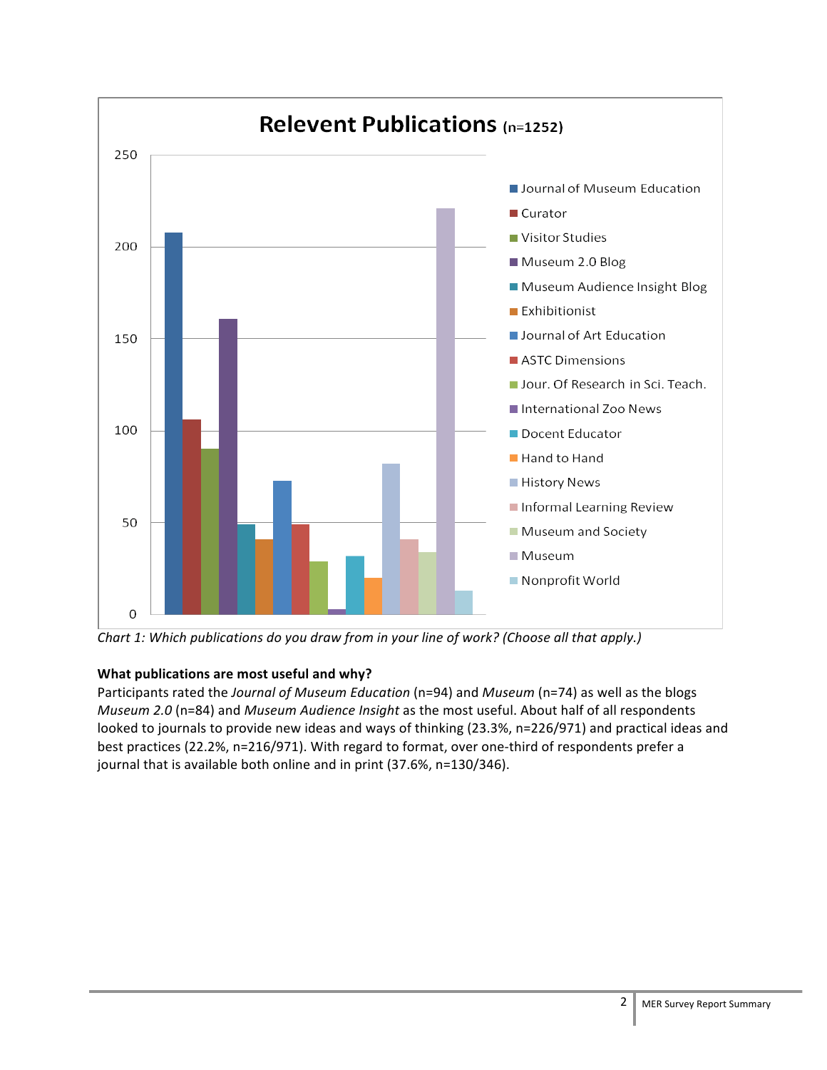Relevent Publications (n=1252)

250
200
150
100
50
0

Journal of Museum Education
Curator
Visitor Studies
Museum 2.0 Blog
Museum Audience Insight Blog
Exhibitionist
Journal of Art Education
ASTC Dimensions
Jour. Of Research in Sci. Teach.
International Zoo News
Docent Educator
Hand to Hand
History News
Informal Learning Review
Museum and Society
Museum
Nonprofit World

*Chart 1: Which publications do you draw from in your line of work? (Choose all that apply.)*

**What publications are most useful and why?**

Participants rated the *Journal of Museum Education* (n=94) and *Museum* (n=74) as well as the blogs *Museum 2.0* (n=84) and *Museum Audience Insight* as the most useful. About half of all respondents looked to journals to provide new ideas and ways of thinking (23.3%, n=226/971) and practical ideas and best practices (22.2%, n=216/971). With regard to format, over one-third of respondents prefer a journal that is available both online and in print (37.6%, n=130/346).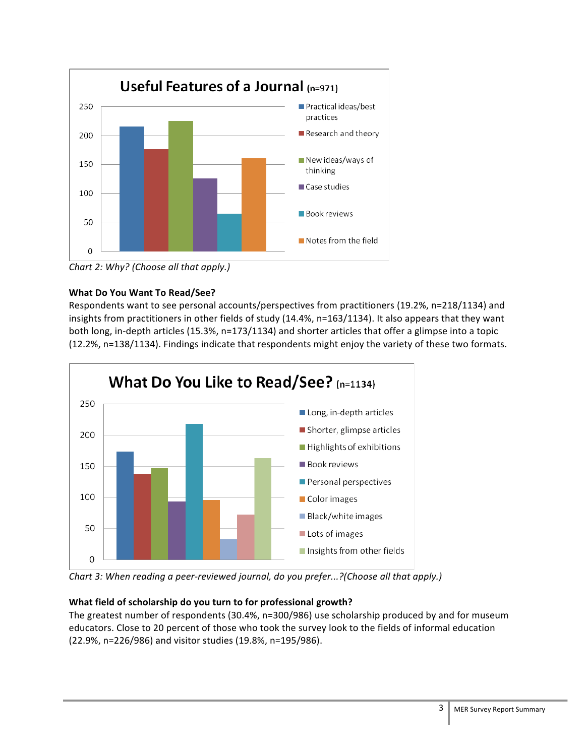Useful Features of a Journal (n=971)

250
200
150
100
50
0

Practical ideas/best practices
Research and theory
New ideas/ways of thinking
Case studies
Book reviews
Notes from the field

*Chart 2: Why? (Choose all that apply.)*

**What Do You Want To Read/See?**

Respondents want to see personal accounts/perspectives from practitioners (19.2%, n=218/1134) and insights from practitioners in other fields of study (14.4%, n=163/1134). It also appears that they want both long, in-depth articles (15.3%, n=173/1134) and shorter articles that offer a glimpse into a topic (12.2%, n=138/1134). Findings indicate that respondents might enjoy the variety of these two formats.

What Do You Like to Read/See? (n=1134)

250
200
150
100
50
0

Long, in-depth articles
Shorter, glimpse articles
Highlights of exhibitions
Book reviews
Personal perspectives
Color images
Black/white images
Lots of images
Insights from other fields

*Chart 3: When reading a peer-reviewed journal, do you prefer...?(Choose all that apply.)*

**What field of scholarship do you turn to for professional growth?**

The greatest number of respondents (30.4%, n=300/986) use scholarship produced by and for museum educators. Close to 20 percent of those who took the survey look to the fields of informal education (22.9%, n=226/986) and visitor studies (19.8%, n=195/986).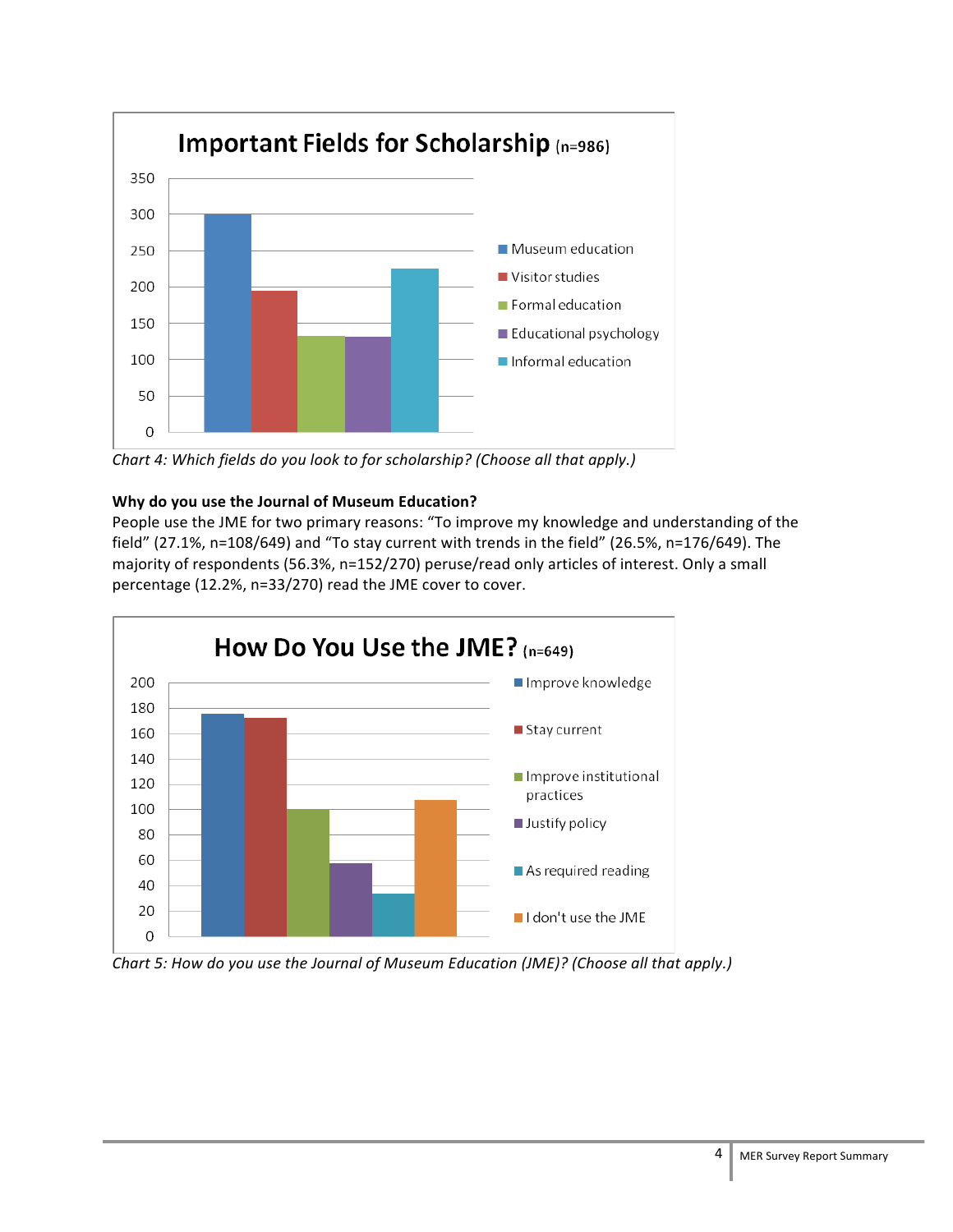Important Fields for Scholarship (n=986)

350
300
250
200
150
100
50
0

Museum education
Visitor studies
Formal education
Educational psychology
Informal education

*Chart 4: Which fields do you look to for scholarship? (Choose all that apply.)*

**Why do you use the Journal of Museum Education?**

People use the JME for two primary reasons: "To improve my knowledge and understanding of the field" (27.1%, n=108/649) and "To stay current with trends in the field" (26.5%, n=176/649). The majority of respondents (56.3%, n=152/270) peruse/read only articles of interest. Only a small percentage (12.2%, n=33/270) read the JME cover to cover.

How Do You Use the JME? (n=649)

200
180
160
140
120
100
80
60
40
20
0

Improve knowledge
Stay current
Improve institutional practices
Justify policy
As required reading
I don't use the JME

*Chart 5: How do you use the Journal of Museum Education (JME)? (Choose all that apply.)*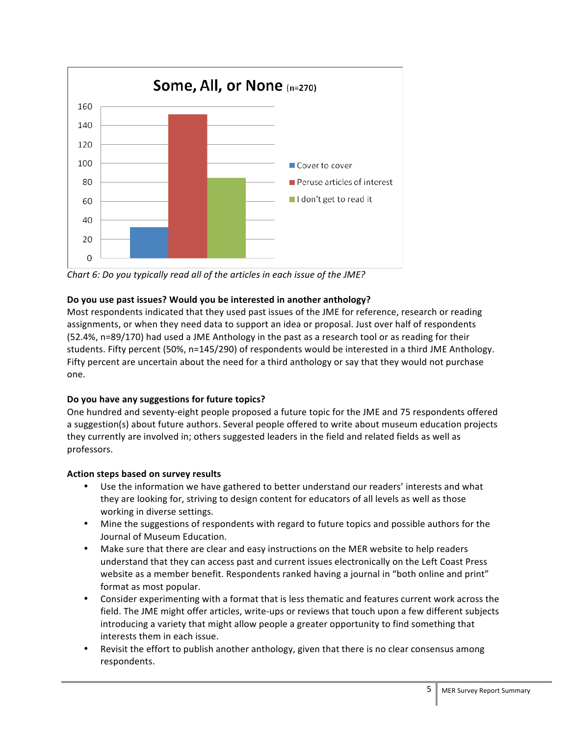Some, All, or None (n=270)

160
140
120
100
80
60
40
20
0

Cover to cover
Peruse articles of interest
I don't get to read it

*Chart 6: Do you typically read all of the articles in each issue of the JME?*

**Do you use past issues? Would you be interested in another anthology?**

Most respondents indicated that they used past issues of the JME for reference, research or reading assignments, or when they need data to support an idea or proposal. Just over half of respondents (52.4%, n=89/170) had used a JME Anthology in the past as a research tool or as reading for their students. Fifty percent (50%, n=145/290) of respondents would be interested in a third JME Anthology. Fifty percent are uncertain about the need for a third anthology or say that they would not purchase one.

**Do you have any suggestions for future topics?**

One hundred and seventy-eight people proposed a future topic for the JME and 75 respondents offered a suggestion(s) about future authors. Several people offered to write about museum education projects they currently are involved in; others suggested leaders in the field and related fields as well as professors.

**Action steps based on survey results**

- Use the information we have gathered to better understand our readers' interests and what they are looking for, striving to design content for educators of all levels as well as those working in diverse settings.
- Mine the suggestions of respondents with regard to future topics and possible authors for the Journal of Museum Education.
- Make sure that there are clear and easy instructions on the MER website to help readers understand that they can access past and current issues electronically on the Left Coast Press website as a member benefit. Respondents ranked having a journal in "both online and print" format as most popular.
- Consider experimenting with a format that is less thematic and features current work across the field. The JME might offer articles, write-ups or reviews that touch upon a few different subjects introducing a variety that might allow people a greater opportunity to find something that interests them in each issue.
- Revisit the effort to publish another anthology, given that there is no clear consensus among respondents.